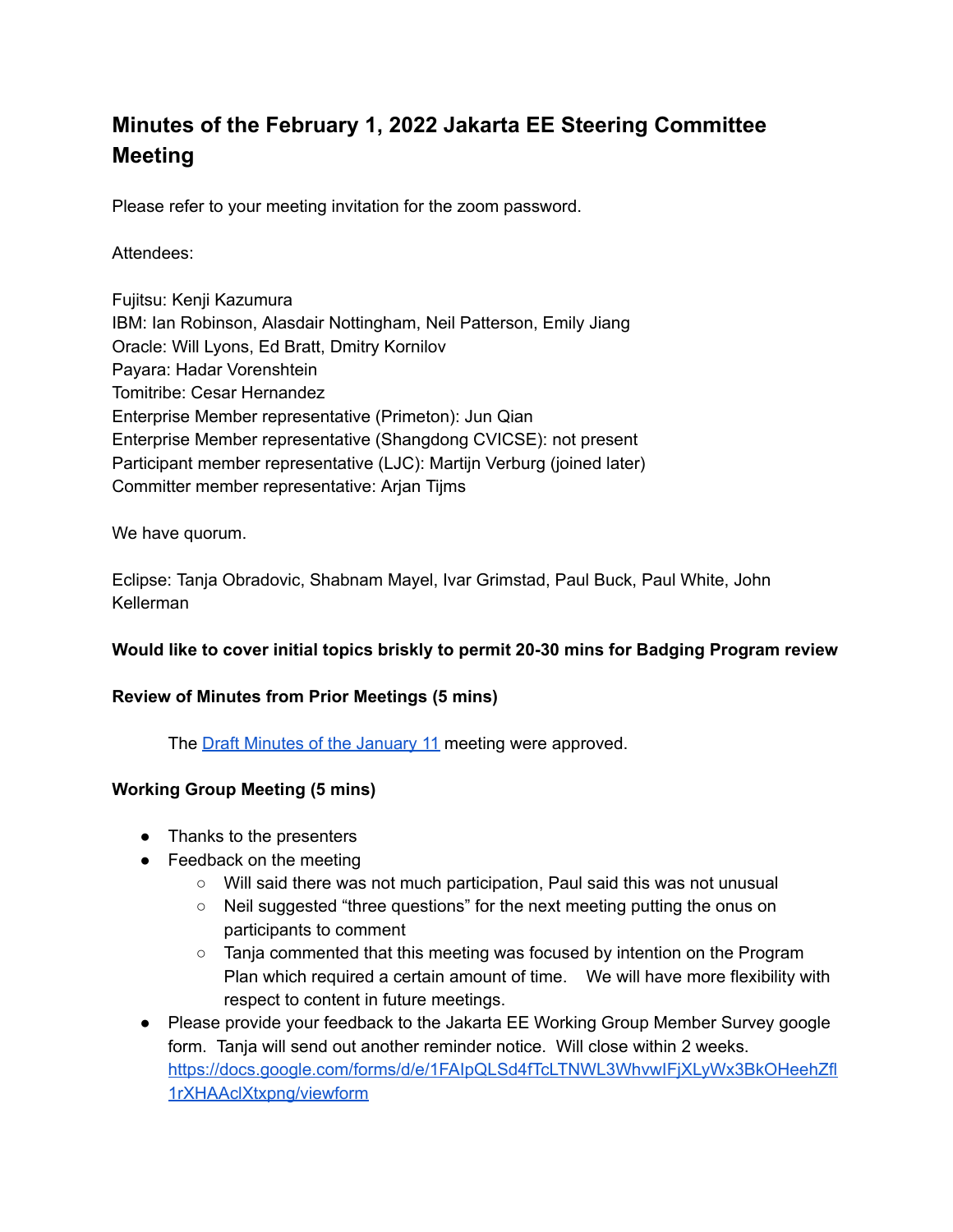# Minutes of the February 1, 2022 Jakarta EE Steering Committee Meeting

Please refer to your meeting invitation for the zoom password.

Attendees:

Fujitsu: Kenji Kazumura
IBM: Ian Robinson, Alasdair Nottingham, Neil Patterson, Emily Jiang
Oracle: Will Lyons, Ed Bratt, Dmitry Kornilov
Payara: Hadar Vorenshtein
Tomitribe: Cesar Hernandez
Enterprise Member representative (Primeton): Jun Qian
Enterprise Member representative (Shangdong CVICSE): not present
Participant member representative (LJC): Martijn Verburg (joined later)
Committer member representative: Arjan Tijms

We have quorum.

Eclipse: Tanja Obradovic, Shabnam Mayel, Ivar Grimstad, Paul Buck, Paul White, John Kellerman

**Would like to cover initial topics briskly to permit 20-30 mins for Badging Program review**

**Review of Minutes from Prior Meetings (5 mins)**

The [Draft Minutes of the January 11](#) meeting were approved.

**Working Group Meeting (5 mins)**

- Thanks to the presenters
- Feedback on the meeting
  - Will said there was not much participation, Paul said this was not unusual
  - Neil suggested "three questions" for the next meeting putting the onus on participants to comment
  - Tanja commented that this meeting was focused by intention on the Program Plan which required a certain amount of time. We will have more flexibility with respect to content in future meetings.
- Please provide your feedback to the Jakarta EE Working Group Member Survey google form. Tanja will send out another reminder notice. Will close within 2 weeks. https://docs.google.com/forms/d/e/1FAIpQLSd4fTcLTNWL3WhvwIFjXLyWx3BkOHeehZfl1rXHAAclXtxpng/viewform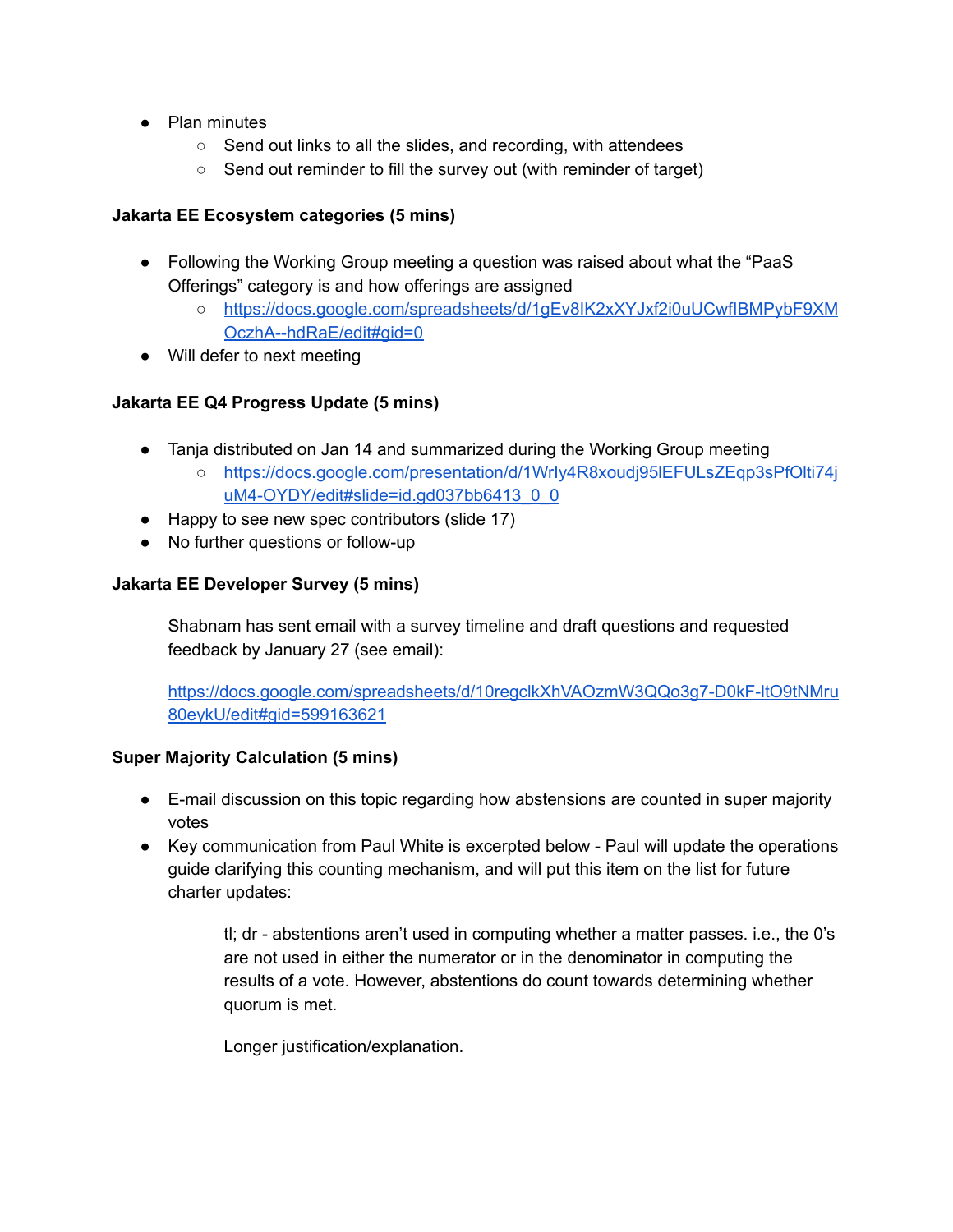- Plan minutes
  - Send out links to all the slides, and recording, with attendees
  - Send out reminder to fill the survey out (with reminder of target)

**Jakarta EE Ecosystem categories (5 mins)**

- Following the Working Group meeting a question was raised about what the "PaaS Offerings" category is and how offerings are assigned
  - https://docs.google.com/spreadsheets/d/1gEv8IK2xXYJxf2i0uUCwfIBMPybF9XMOczhA--hdRaE/edit#gid=0
- Will defer to next meeting

**Jakarta EE Q4 Progress Update (5 mins)**

- Tanja distributed on Jan 14 and summarized during the Working Group meeting
  - https://docs.google.com/presentation/d/1WrIy4R8xoudj95lEFULsZEqp3sPfOlti74juM4-OYDY/edit#slide=id.gd037bb6413_0_0
- Happy to see new spec contributors (slide 17)
- No further questions or follow-up

**Jakarta EE Developer Survey (5 mins)**

Shabnam has sent email with a survey timeline and draft questions and requested feedback by January 27 (see email):

https://docs.google.com/spreadsheets/d/10regclkXhVAOzmW3QQo3g7-D0kF-ltO9tNMru80eykU/edit#gid=599163621

**Super Majority Calculation (5 mins)**

- E-mail discussion on this topic regarding how abstensions are counted in super majority votes
- Key communication from Paul White is excerpted below - Paul will update the operations guide clarifying this counting mechanism, and will put this item on the list for future charter updates:

> tl; dr - abstentions aren't used in computing whether a matter passes. i.e., the 0's are not used in either the numerator or in the denominator in computing the results of a vote. However, abstentions do count towards determining whether quorum is met.
>
> Longer justification/explanation.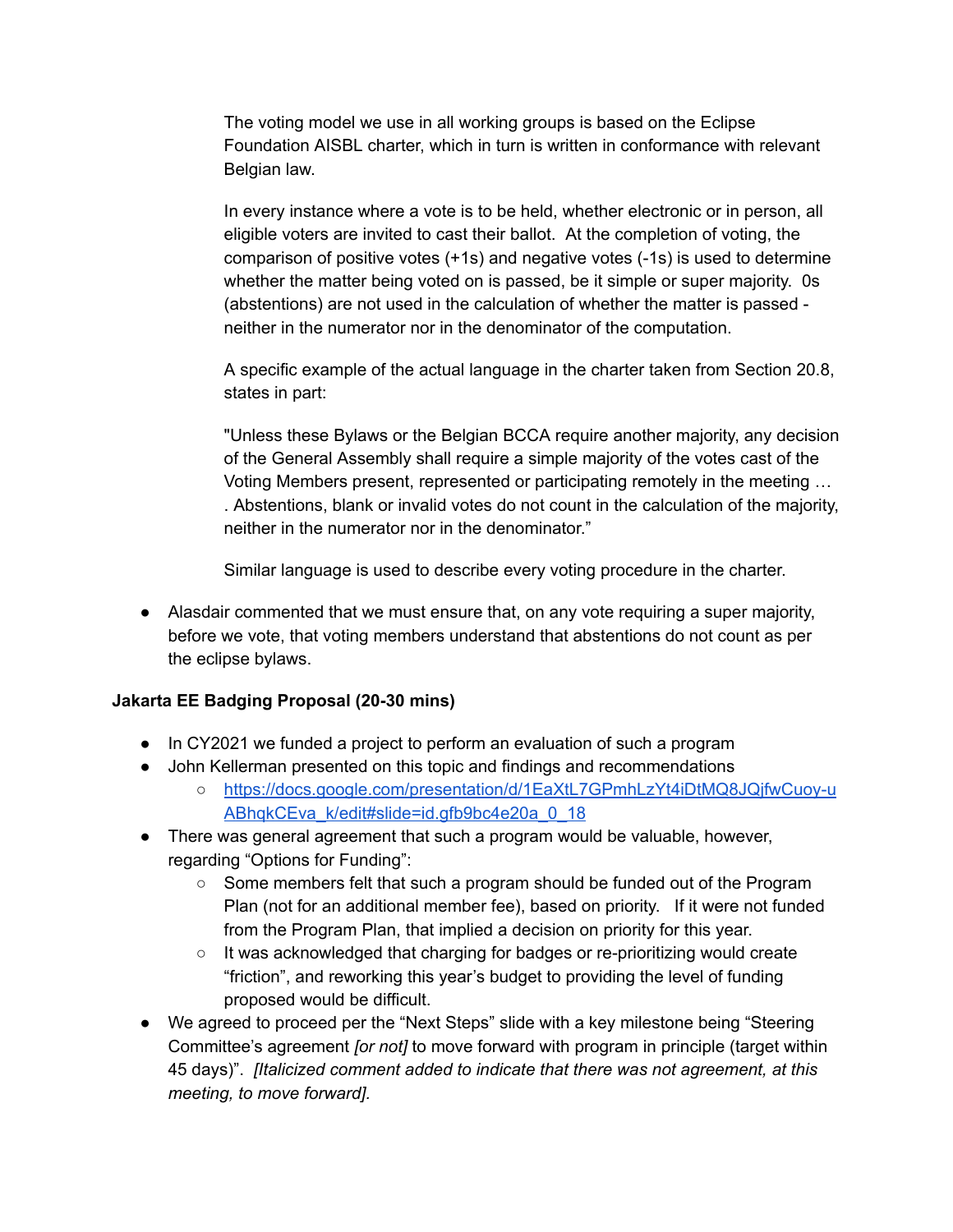The voting model we use in all working groups is based on the Eclipse Foundation AISBL charter, which in turn is written in conformance with relevant Belgian law.

In every instance where a vote is to be held, whether electronic or in person, all eligible voters are invited to cast their ballot. At the completion of voting, the comparison of positive votes (+1s) and negative votes (-1s) is used to determine whether the matter being voted on is passed, be it simple or super majority. 0s (abstentions) are not used in the calculation of whether the matter is passed - neither in the numerator nor in the denominator of the computation.

A specific example of the actual language in the charter taken from Section 20.8, states in part:

"Unless these Bylaws or the Belgian BCCA require another majority, any decision of the General Assembly shall require a simple majority of the votes cast of the Voting Members present, represented or participating remotely in the meeting … . Abstentions, blank or invalid votes do not count in the calculation of the majority, neither in the numerator nor in the denominator."

Similar language is used to describe every voting procedure in the charter.

- Alasdair commented that we must ensure that, on any vote requiring a super majority, before we vote, that voting members understand that abstentions do not count as per the eclipse bylaws.

**Jakarta EE Badging Proposal (20-30 mins)**

- In CY2021 we funded a project to perform an evaluation of such a program
- John Kellerman presented on this topic and findings and recommendations
  - [https://docs.google.com/presentation/d/1EaXtL7GPmhLzYt4iDtMQ8JQjfwCuoy-uABhqkCEva_k/edit#slide=id.gfb9bc4e20a_0_18](https://docs.google.com/presentation/d/1EaXtL7GPmhLzYt4iDtMQ8JQjfwCuoy-uABhqkCEva_k/edit#slide=id.gfb9bc4e20a_0_18)
- There was general agreement that such a program would be valuable, however, regarding "Options for Funding":
  - Some members felt that such a program should be funded out of the Program Plan (not for an additional member fee), based on priority. If it were not funded from the Program Plan, that implied a decision on priority for this year.
  - It was acknowledged that charging for badges or re-prioritizing would create "friction", and reworking this year's budget to providing the level of funding proposed would be difficult.
- We agreed to proceed per the "Next Steps" slide with a key milestone being "Steering Committee's agreement *[or not]* to move forward with program in principle (target within 45 days)". *[Italicized comment added to indicate that there was not agreement, at this meeting, to move forward].*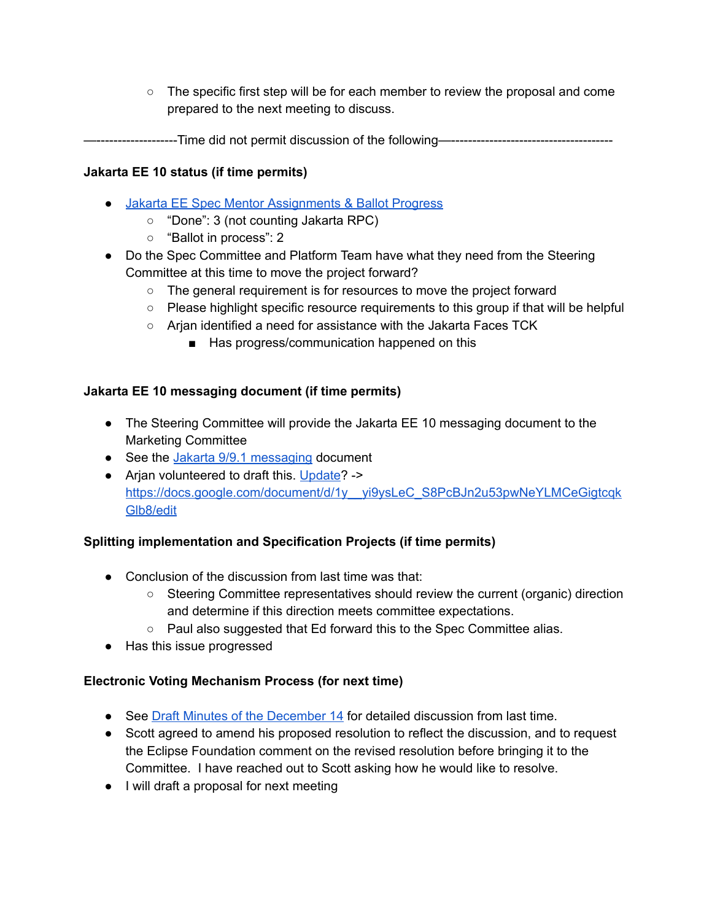- The specific first step will be for each member to review the proposal and come prepared to the next meeting to discuss.

—-------------------Time did not permit discussion of the following—-------------------------------------

**Jakarta EE 10 status (if time permits)**

- [Jakarta EE Spec Mentor Assignments & Ballot Progress]()
    - "Done": 3 (not counting Jakarta RPC)
    - "Ballot in process": 2
- Do the Spec Committee and Platform Team have what they need from the Steering Committee at this time to move the project forward?
    - The general requirement is for resources to move the project forward
    - Please highlight specific resource requirements to this group if that will be helpful
    - Arjan identified a need for assistance with the Jakarta Faces TCK
        - Has progress/communication happened on this

**Jakarta EE 10 messaging document (if time permits)**

- The Steering Committee will provide the Jakarta EE 10 messaging document to the Marketing Committee
- See the [Jakarta 9/9.1 messaging]() document
- Arjan volunteered to draft this. [Update]()? -> [https://docs.google.com/document/d/1y__yi9ysLeC_S8PcBJn2u53pwNeYLMCeGigtcqkGlb8/edit](https://docs.google.com/document/d/1y__yi9ysLeC_S8PcBJn2u53pwNeYLMCeGigtcqkGlb8/edit)

**Splitting implementation and Specification Projects (if time permits)**

- Conclusion of the discussion from last time was that:
    - Steering Committee representatives should review the current (organic) direction and determine if this direction meets committee expectations.
    - Paul also suggested that Ed forward this to the Spec Committee alias.
- Has this issue progressed

**Electronic Voting Mechanism Process (for next time)**

- See [Draft Minutes of the December 14]() for detailed discussion from last time.
- Scott agreed to amend his proposed resolution to reflect the discussion, and to request the Eclipse Foundation comment on the revised resolution before bringing it to the Committee. I have reached out to Scott asking how he would like to resolve.
- I will draft a proposal for next meeting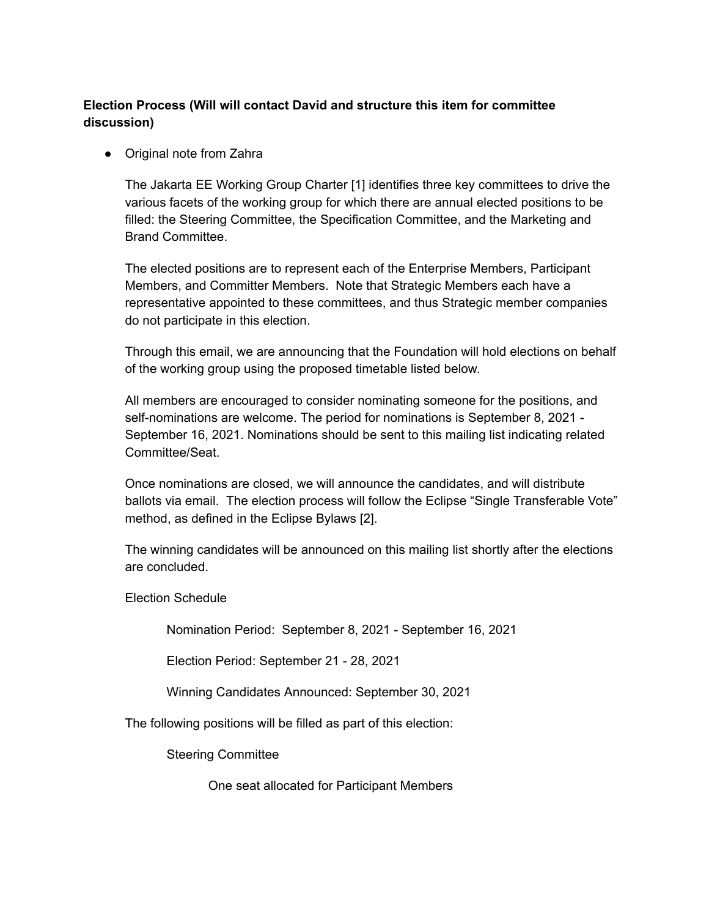**Election Process (Will will contact David and structure this item for committee discussion)**

- Original note from Zahra

  The Jakarta EE Working Group Charter [1] identifies three key committees to drive the various facets of the working group for which there are annual elected positions to be filled: the Steering Committee, the Specification Committee, and the Marketing and Brand Committee.

  The elected positions are to represent each of the Enterprise Members, Participant Members, and Committer Members. Note that Strategic Members each have a representative appointed to these committees, and thus Strategic member companies do not participate in this election.

  Through this email, we are announcing that the Foundation will hold elections on behalf of the working group using the proposed timetable listed below.

  All members are encouraged to consider nominating someone for the positions, and self-nominations are welcome. The period for nominations is September 8, 2021 - September 16, 2021. Nominations should be sent to this mailing list indicating related Committee/Seat.

  Once nominations are closed, we will announce the candidates, and will distribute ballots via email. The election process will follow the Eclipse "Single Transferable Vote" method, as defined in the Eclipse Bylaws [2].

  The winning candidates will be announced on this mailing list shortly after the elections are concluded.

  Election Schedule

  > Nomination Period: September 8, 2021 - September 16, 2021
  >
  > Election Period: September 21 - 28, 2021
  >
  > Winning Candidates Announced: September 30, 2021

  The following positions will be filled as part of this election:

  > Steering Committee
  >
  > > One seat allocated for Participant Members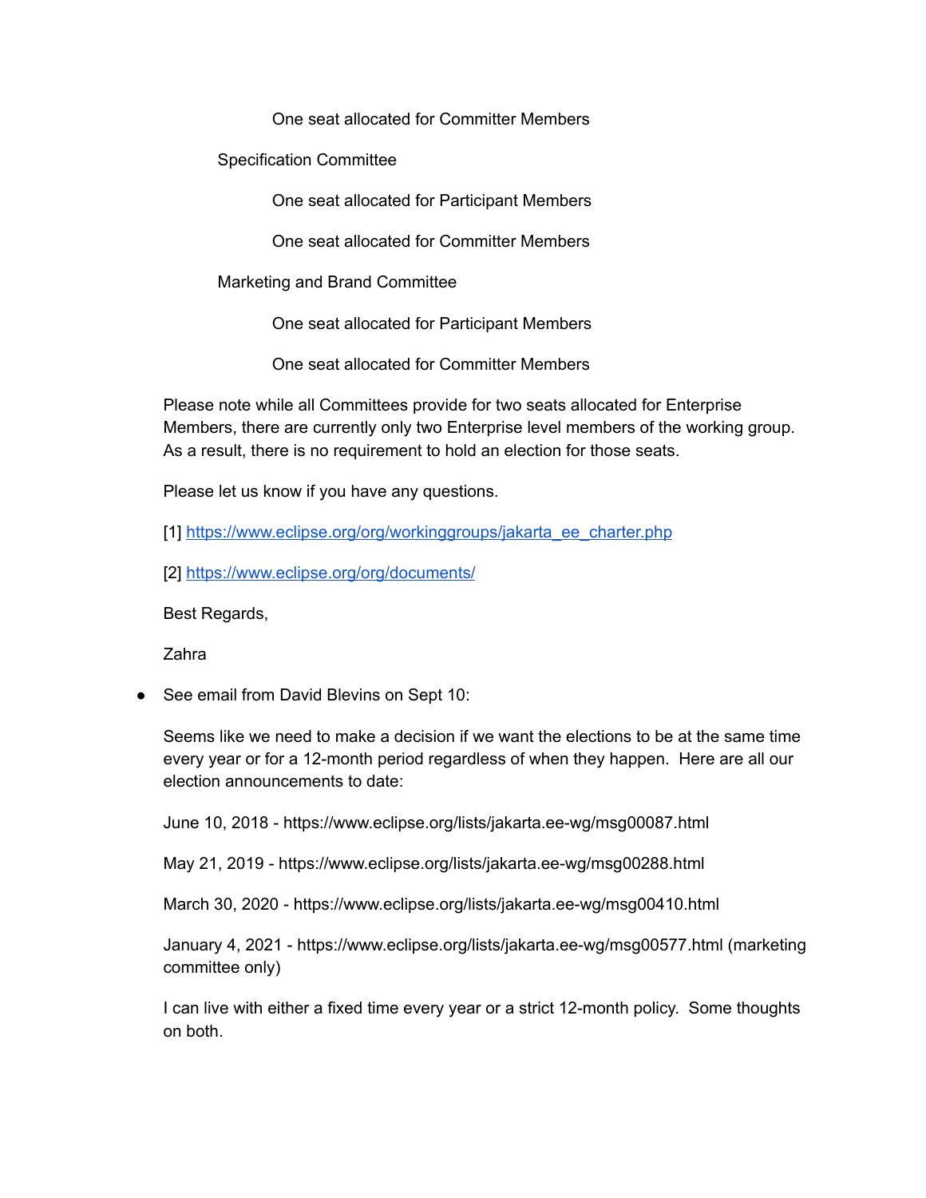One seat allocated for Committer Members

Specification Committee

One seat allocated for Participant Members

One seat allocated for Committer Members

Marketing and Brand Committee

One seat allocated for Participant Members

One seat allocated for Committer Members

Please note while all Committees provide for two seats allocated for Enterprise Members, there are currently only two Enterprise level members of the working group. As a result, there is no requirement to hold an election for those seats.

Please let us know if you have any questions.

[1] [https://www.eclipse.org/org/workinggroups/jakarta_ee_charter.php](https://www.eclipse.org/org/workinggroups/jakarta_ee_charter.php)

[2] [https://www.eclipse.org/org/documents/](https://www.eclipse.org/org/documents/)

Best Regards,

Zahra

- See email from David Blevins on Sept 10:

  Seems like we need to make a decision if we want the elections to be at the same time every year or for a 12-month period regardless of when they happen. Here are all our election announcements to date:

  June 10, 2018 - https://www.eclipse.org/lists/jakarta.ee-wg/msg00087.html

  May 21, 2019 - https://www.eclipse.org/lists/jakarta.ee-wg/msg00288.html

  March 30, 2020 - https://www.eclipse.org/lists/jakarta.ee-wg/msg00410.html

  January 4, 2021 - https://www.eclipse.org/lists/jakarta.ee-wg/msg00577.html (marketing committee only)

  I can live with either a fixed time every year or a strict 12-month policy. Some thoughts on both.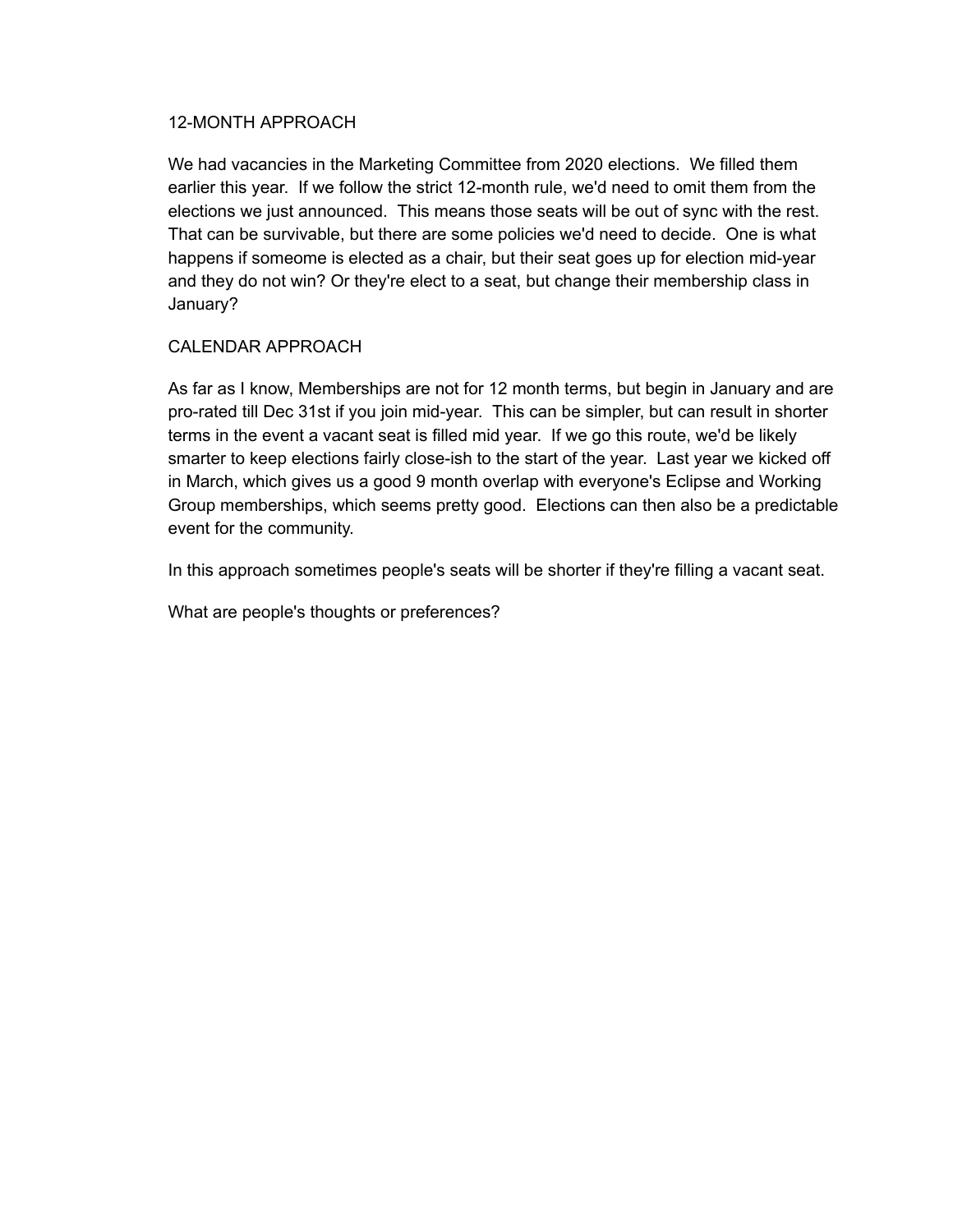## 12-MONTH APPROACH

We had vacancies in the Marketing Committee from 2020 elections. We filled them earlier this year. If we follow the strict 12-month rule, we'd need to omit them from the elections we just announced. This means those seats will be out of sync with the rest. That can be survivable, but there are some policies we'd need to decide. One is what happens if someome is elected as a chair, but their seat goes up for election mid-year and they do not win? Or they're elect to a seat, but change their membership class in January?

## CALENDAR APPROACH

As far as I know, Memberships are not for 12 month terms, but begin in January and are pro-rated till Dec 31st if you join mid-year. This can be simpler, but can result in shorter terms in the event a vacant seat is filled mid year. If we go this route, we'd be likely smarter to keep elections fairly close-ish to the start of the year. Last year we kicked off in March, which gives us a good 9 month overlap with everyone's Eclipse and Working Group memberships, which seems pretty good. Elections can then also be a predictable event for the community.

In this approach sometimes people's seats will be shorter if they're filling a vacant seat.

What are people's thoughts or preferences?